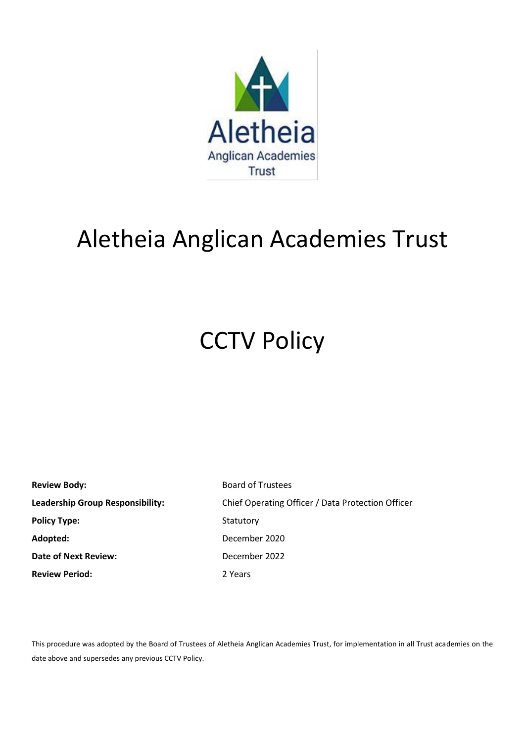Aletheia Anglican Academies Trust

# Aletheia Anglican Academies Trust

# CCTV Policy

| | |
|---|---|
| **Review Body:** | Board of Trustees |
| **Leadership Group Responsibility:** | Chief Operating Officer / Data Protection Officer |
| **Policy Type:** | Statutory |
| **Adopted:** | December 2020 |
| **Date of Next Review:** | December 2022 |
| **Review Period:** | 2 Years |

This procedure was adopted by the Board of Trustees of Aletheia Anglican Academies Trust, for implementation in all Trust academies on the date above and supersedes any previous CCTV Policy.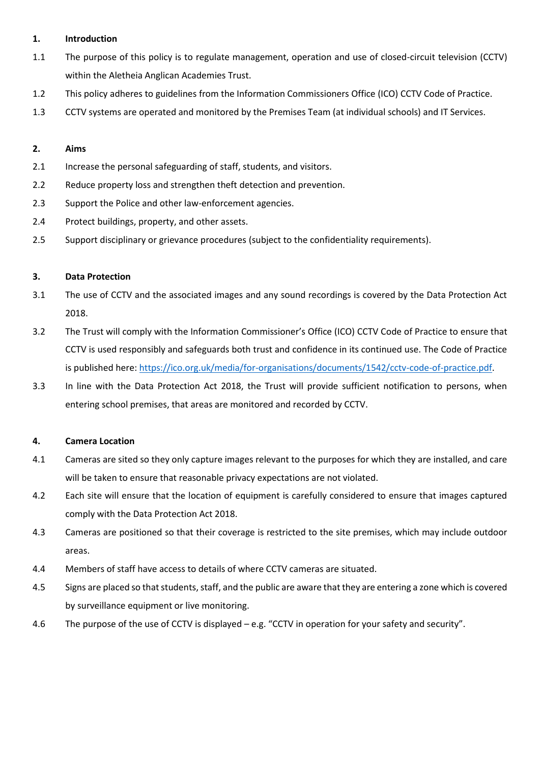## 1. Introduction

1.1 The purpose of this policy is to regulate management, operation and use of closed-circuit television (CCTV) within the Aletheia Anglican Academies Trust.

1.2 This policy adheres to guidelines from the Information Commissioners Office (ICO) CCTV Code of Practice.

1.3 CCTV systems are operated and monitored by the Premises Team (at individual schools) and IT Services.

## 2. Aims

2.1 Increase the personal safeguarding of staff, students, and visitors.

2.2 Reduce property loss and strengthen theft detection and prevention.

2.3 Support the Police and other law-enforcement agencies.

2.4 Protect buildings, property, and other assets.

2.5 Support disciplinary or grievance procedures (subject to the confidentiality requirements).

## 3. Data Protection

3.1 The use of CCTV and the associated images and any sound recordings is covered by the Data Protection Act 2018.

3.2 The Trust will comply with the Information Commissioner's Office (ICO) CCTV Code of Practice to ensure that CCTV is used responsibly and safeguards both trust and confidence in its continued use. The Code of Practice is published here: [https://ico.org.uk/media/for-organisations/documents/1542/cctv-code-of-practice.pdf](https://ico.org.uk/media/for-organisations/documents/1542/cctv-code-of-practice.pdf).

3.3 In line with the Data Protection Act 2018, the Trust will provide sufficient notification to persons, when entering school premises, that areas are monitored and recorded by CCTV.

## 4. Camera Location

4.1 Cameras are sited so they only capture images relevant to the purposes for which they are installed, and care will be taken to ensure that reasonable privacy expectations are not violated.

4.2 Each site will ensure that the location of equipment is carefully considered to ensure that images captured comply with the Data Protection Act 2018.

4.3 Cameras are positioned so that their coverage is restricted to the site premises, which may include outdoor areas.

4.4 Members of staff have access to details of where CCTV cameras are situated.

4.5 Signs are placed so that students, staff, and the public are aware that they are entering a zone which is covered by surveillance equipment or live monitoring.

4.6 The purpose of the use of CCTV is displayed – e.g. "CCTV in operation for your safety and security".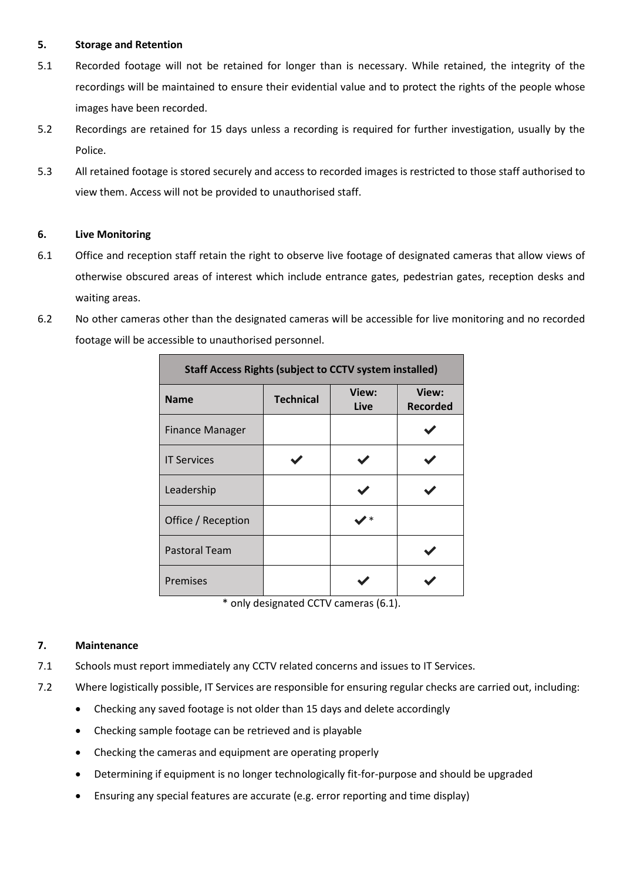## 5. Storage and Retention

5.1 Recorded footage will not be retained for longer than is necessary. While retained, the integrity of the recordings will be maintained to ensure their evidential value and to protect the rights of the people whose images have been recorded.

5.2 Recordings are retained for 15 days unless a recording is required for further investigation, usually by the Police.

5.3 All retained footage is stored securely and access to recorded images is restricted to those staff authorised to view them. Access will not be provided to unauthorised staff.

## 6. Live Monitoring

6.1 Office and reception staff retain the right to observe live footage of designated cameras that allow views of otherwise obscured areas of interest which include entrance gates, pedestrian gates, reception desks and waiting areas.

6.2 No other cameras other than the designated cameras will be accessible for live monitoring and no recorded footage will be accessible to unauthorised personnel.

| Staff Access Rights (subject to CCTV system installed) | | | |
|---|---|---|---|
| **Name** | **Technical** | **View: Live** | **View: Recorded** |
| Finance Manager | | | ✔ |
| IT Services | ✔ | ✔ | ✔ |
| Leadership | | ✔ | ✔ |
| Office / Reception | | ✔* | |
| Pastoral Team | | | ✔ |
| Premises | | ✔ | ✔ |

* only designated CCTV cameras (6.1).

## 7. Maintenance

7.1 Schools must report immediately any CCTV related concerns and issues to IT Services.

7.2 Where logistically possible, IT Services are responsible for ensuring regular checks are carried out, including:

- Checking any saved footage is not older than 15 days and delete accordingly
- Checking sample footage can be retrieved and is playable
- Checking the cameras and equipment are operating properly
- Determining if equipment is no longer technologically fit-for-purpose and should be upgraded
- Ensuring any special features are accurate (e.g. error reporting and time display)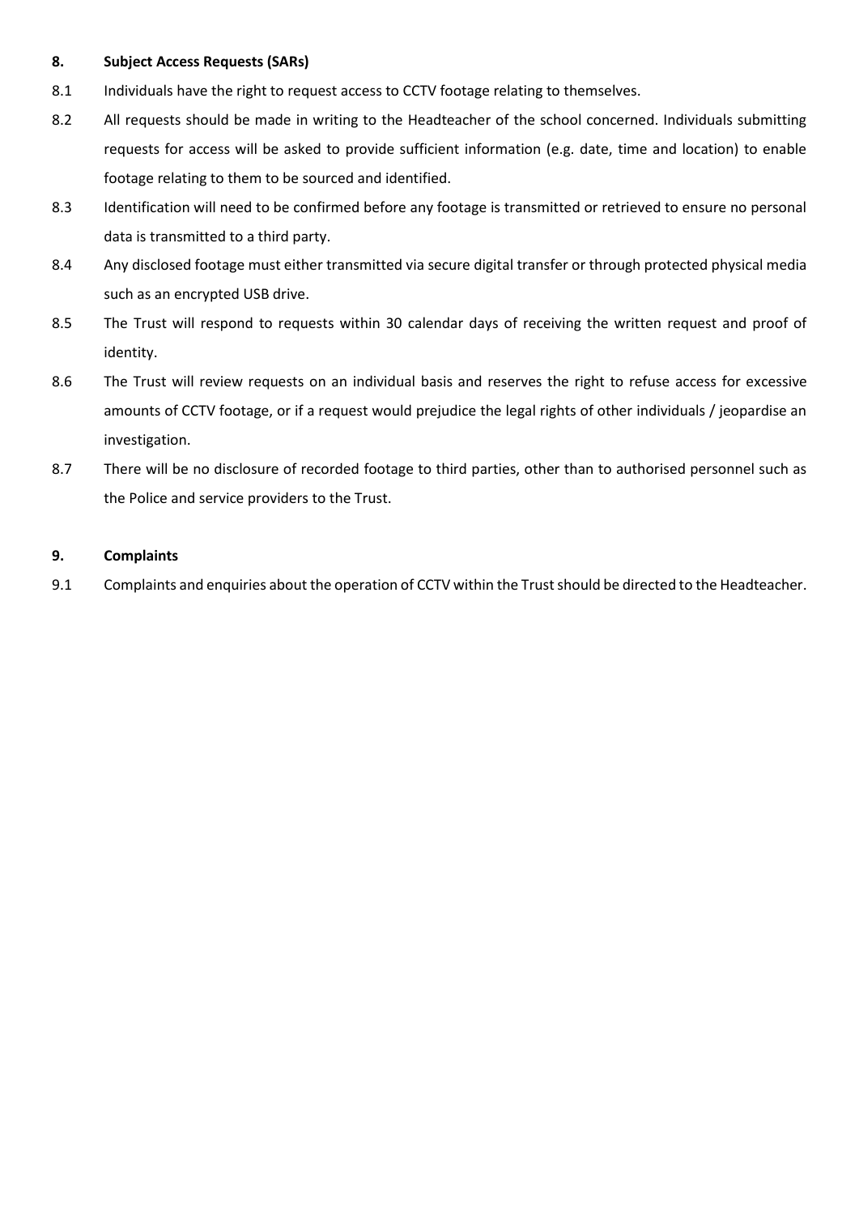## 8. Subject Access Requests (SARs)

8.1 Individuals have the right to request access to CCTV footage relating to themselves.

8.2 All requests should be made in writing to the Headteacher of the school concerned. Individuals submitting requests for access will be asked to provide sufficient information (e.g. date, time and location) to enable footage relating to them to be sourced and identified.

8.3 Identification will need to be confirmed before any footage is transmitted or retrieved to ensure no personal data is transmitted to a third party.

8.4 Any disclosed footage must either transmitted via secure digital transfer or through protected physical media such as an encrypted USB drive.

8.5 The Trust will respond to requests within 30 calendar days of receiving the written request and proof of identity.

8.6 The Trust will review requests on an individual basis and reserves the right to refuse access for excessive amounts of CCTV footage, or if a request would prejudice the legal rights of other individuals / jeopardise an investigation.

8.7 There will be no disclosure of recorded footage to third parties, other than to authorised personnel such as the Police and service providers to the Trust.

## 9. Complaints

9.1 Complaints and enquiries about the operation of CCTV within the Trust should be directed to the Headteacher.